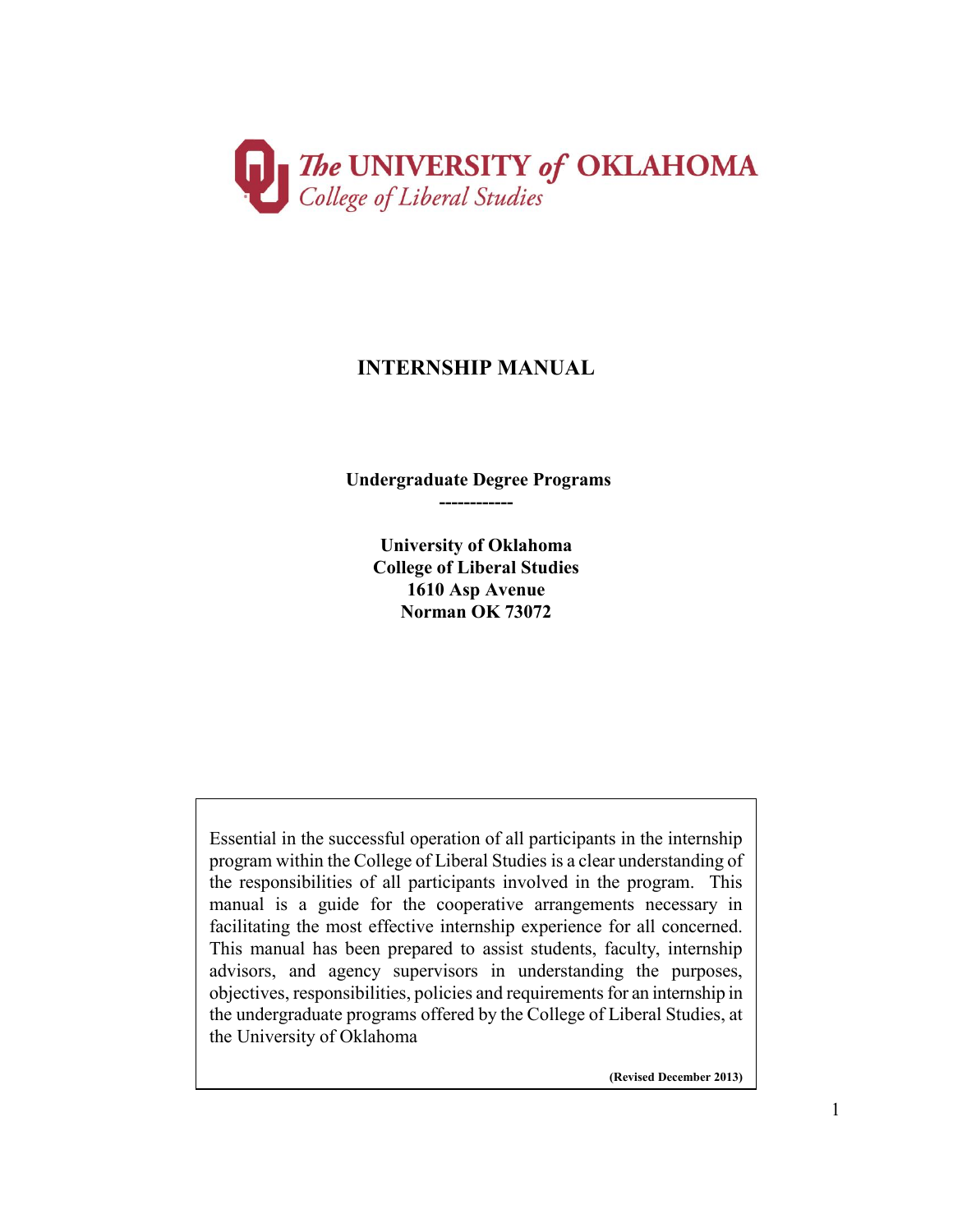The UNIVERSITY of OKLAHOMA
*College of Liberal Studies*

# INTERNSHIP MANUAL

**Undergraduate Degree Programs**

**------------**

**University of Oklahoma**
**College of Liberal Studies**
**1610 Asp Avenue**
**Norman OK 73072**

Essential in the successful operation of all participants in the internship program within the College of Liberal Studies is a clear understanding of the responsibilities of all participants involved in the program. This manual is a guide for the cooperative arrangements necessary in facilitating the most effective internship experience for all concerned. This manual has been prepared to assist students, faculty, internship advisors, and agency supervisors in understanding the purposes, objectives, responsibilities, policies and requirements for an internship in the undergraduate programs offered by the College of Liberal Studies, at the University of Oklahoma

**(Revised December 2013)**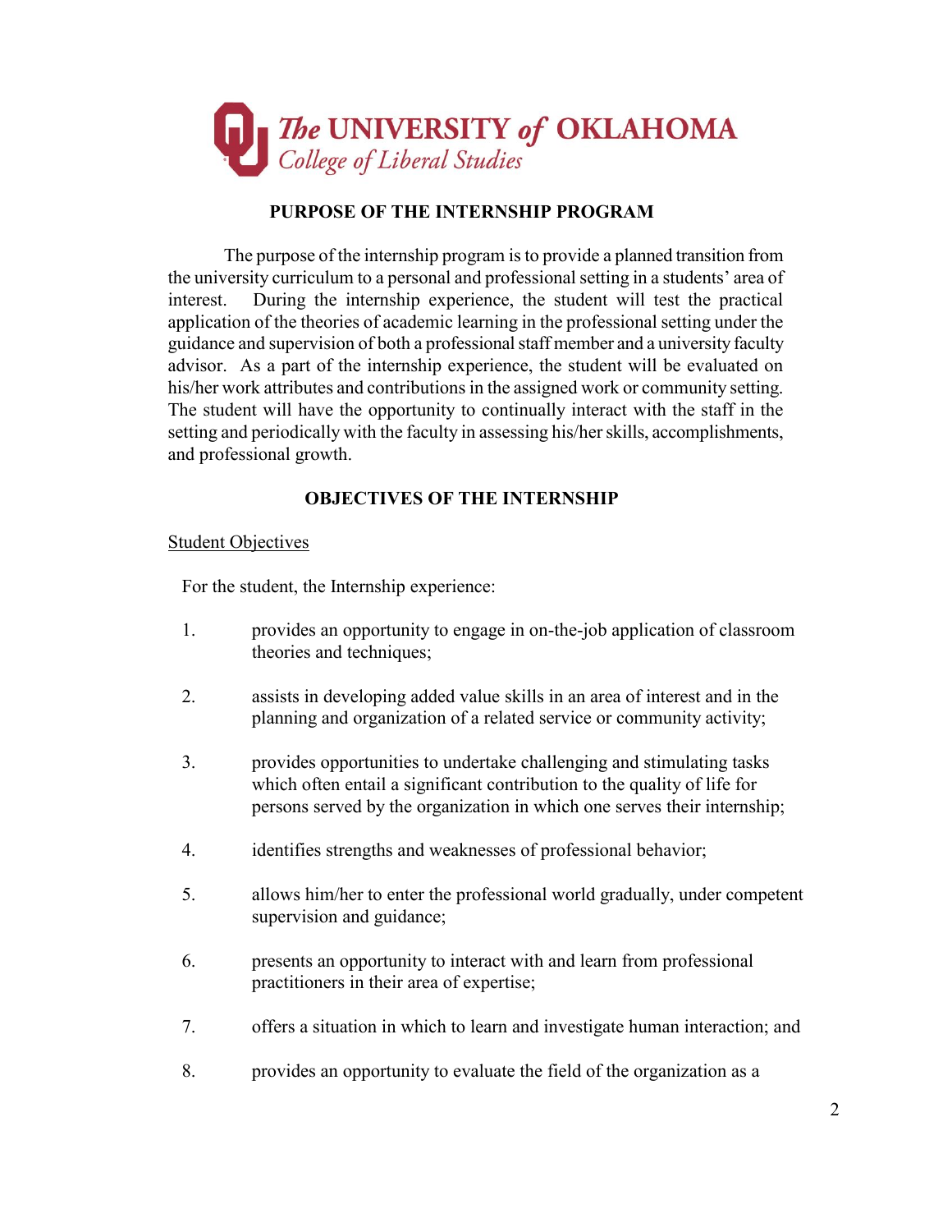**The UNIVERSITY of OKLAHOMA**
*College of Liberal Studies*

## PURPOSE OF THE INTERNSHIP PROGRAM

The purpose of the internship program is to provide a planned transition from the university curriculum to a personal and professional setting in a students' area of interest. During the internship experience, the student will test the practical application of the theories of academic learning in the professional setting under the guidance and supervision of both a professional staff member and a university faculty advisor. As a part of the internship experience, the student will be evaluated on his/her work attributes and contributions in the assigned work or community setting. The student will have the opportunity to continually interact with the staff in the setting and periodically with the faculty in assessing his/her skills, accomplishments, and professional growth.

## OBJECTIVES OF THE INTERNSHIP

Student Objectives

For the student, the Internship experience:

1. provides an opportunity to engage in on-the-job application of classroom theories and techniques;

2. assists in developing added value skills in an area of interest and in the planning and organization of a related service or community activity;

3. provides opportunities to undertake challenging and stimulating tasks which often entail a significant contribution to the quality of life for persons served by the organization in which one serves their internship;

4. identifies strengths and weaknesses of professional behavior;

5. allows him/her to enter the professional world gradually, under competent supervision and guidance;

6. presents an opportunity to interact with and learn from professional practitioners in their area of expertise;

7. offers a situation in which to learn and investigate human interaction; and

8. provides an opportunity to evaluate the field of the organization as a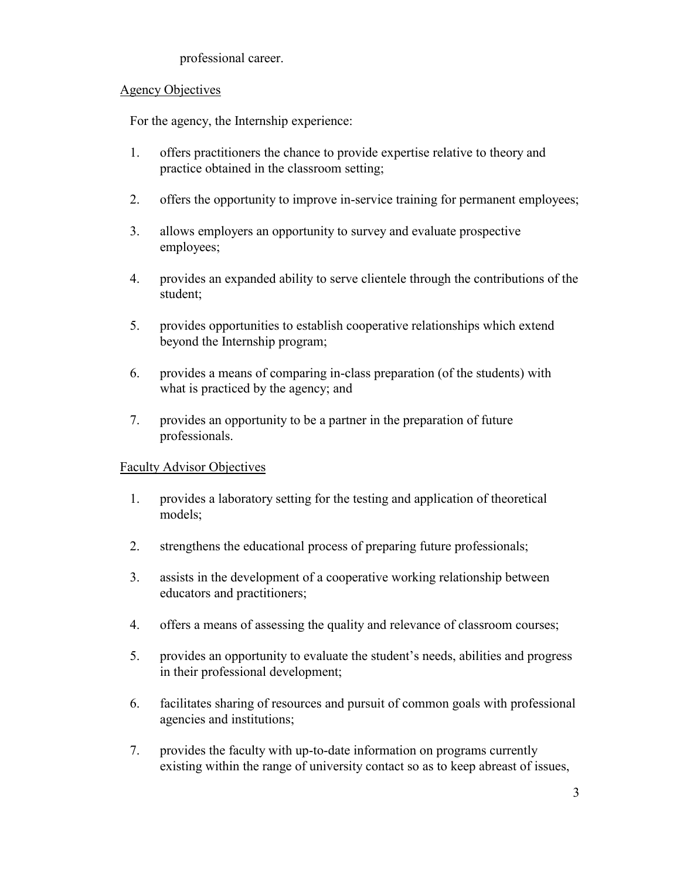professional career.

## Agency Objectives

For the agency, the Internship experience:

1. offers practitioners the chance to provide expertise relative to theory and practice obtained in the classroom setting;

2. offers the opportunity to improve in-service training for permanent employees;

3. allows employers an opportunity to survey and evaluate prospective employees;

4. provides an expanded ability to serve clientele through the contributions of the student;

5. provides opportunities to establish cooperative relationships which extend beyond the Internship program;

6. provides a means of comparing in-class preparation (of the students) with what is practiced by the agency; and

7. provides an opportunity to be a partner in the preparation of future professionals.

## Faculty Advisor Objectives

1. provides a laboratory setting for the testing and application of theoretical models;

2. strengthens the educational process of preparing future professionals;

3. assists in the development of a cooperative working relationship between educators and practitioners;

4. offers a means of assessing the quality and relevance of classroom courses;

5. provides an opportunity to evaluate the student's needs, abilities and progress in their professional development;

6. facilitates sharing of resources and pursuit of common goals with professional agencies and institutions;

7. provides the faculty with up-to-date information on programs currently existing within the range of university contact so as to keep abreast of issues,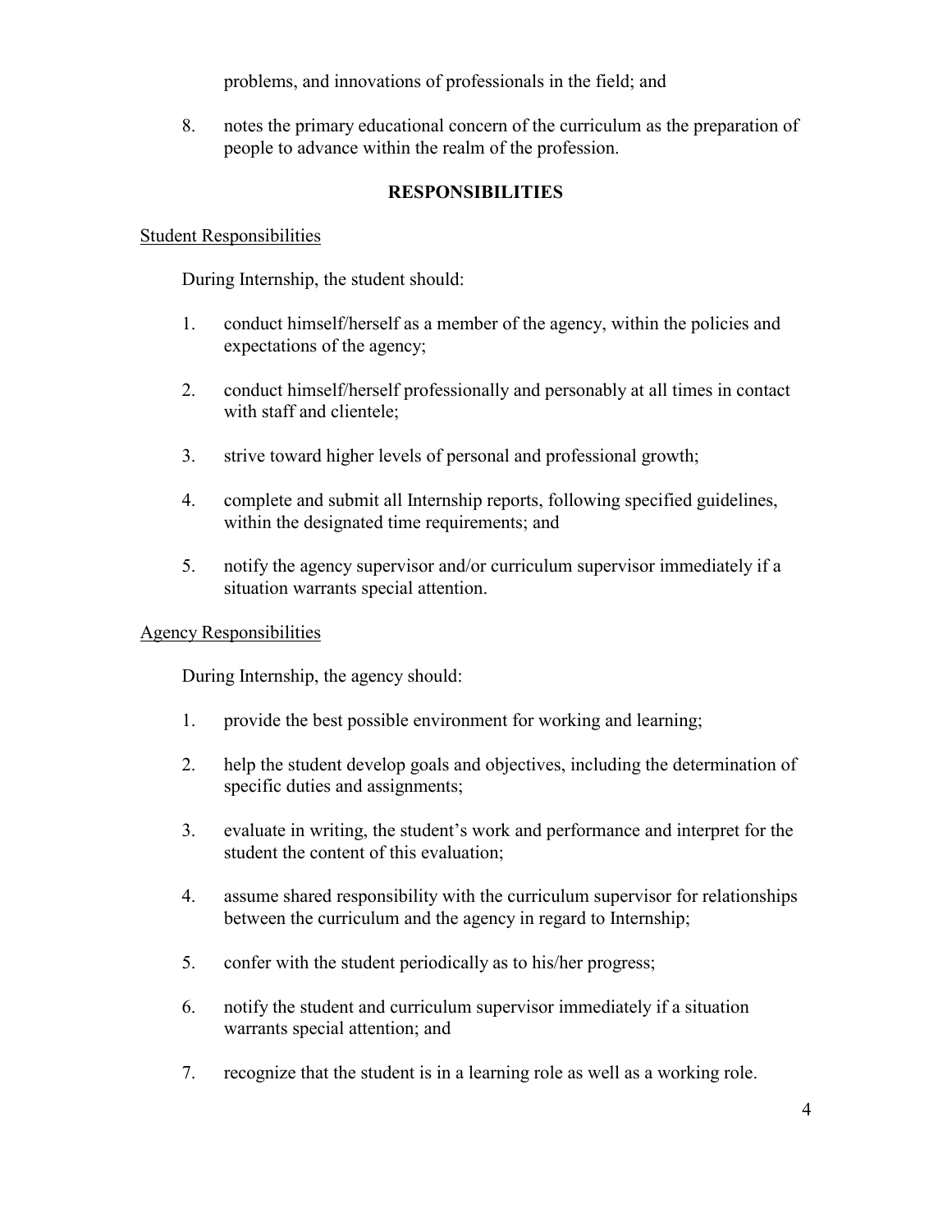problems, and innovations of professionals in the field; and

8. notes the primary educational concern of the curriculum as the preparation of people to advance within the realm of the profession.

## RESPONSIBILITIES

### Student Responsibilities

During Internship, the student should:

1. conduct himself/herself as a member of the agency, within the policies and expectations of the agency;

2. conduct himself/herself professionally and personably at all times in contact with staff and clientele;

3. strive toward higher levels of personal and professional growth;

4. complete and submit all Internship reports, following specified guidelines, within the designated time requirements; and

5. notify the agency supervisor and/or curriculum supervisor immediately if a situation warrants special attention.

### Agency Responsibilities

During Internship, the agency should:

1. provide the best possible environment for working and learning;

2. help the student develop goals and objectives, including the determination of specific duties and assignments;

3. evaluate in writing, the student's work and performance and interpret for the student the content of this evaluation;

4. assume shared responsibility with the curriculum supervisor for relationships between the curriculum and the agency in regard to Internship;

5. confer with the student periodically as to his/her progress;

6. notify the student and curriculum supervisor immediately if a situation warrants special attention; and

7. recognize that the student is in a learning role as well as a working role.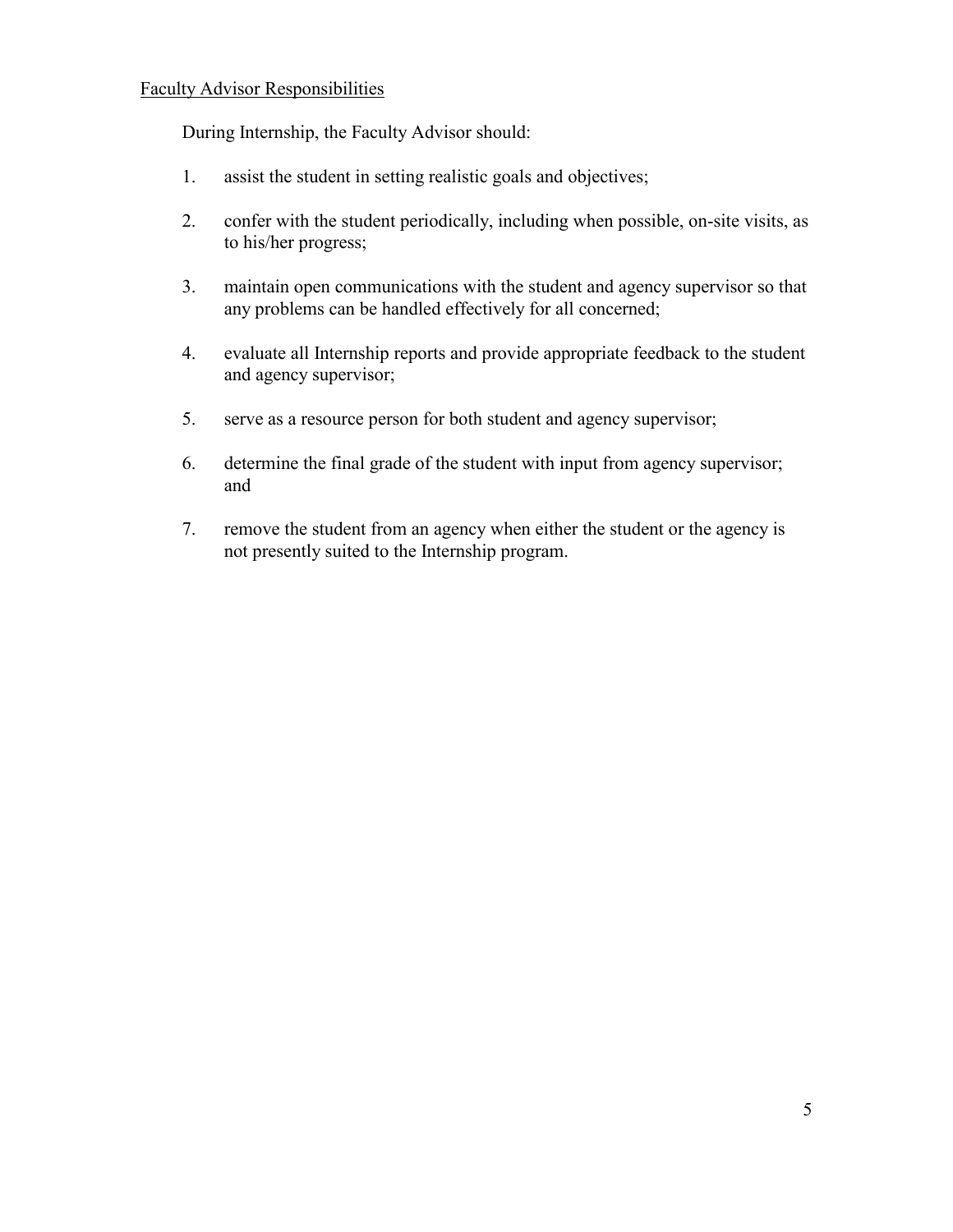<u>Faculty Advisor Responsibilities</u>

During Internship, the Faculty Advisor should:

1. assist the student in setting realistic goals and objectives;

2. confer with the student periodically, including when possible, on-site visits, as to his/her progress;

3. maintain open communications with the student and agency supervisor so that any problems can be handled effectively for all concerned;

4. evaluate all Internship reports and provide appropriate feedback to the student and agency supervisor;

5. serve as a resource person for both student and agency supervisor;

6. determine the final grade of the student with input from agency supervisor; and

7. remove the student from an agency when either the student or the agency is not presently suited to the Internship program.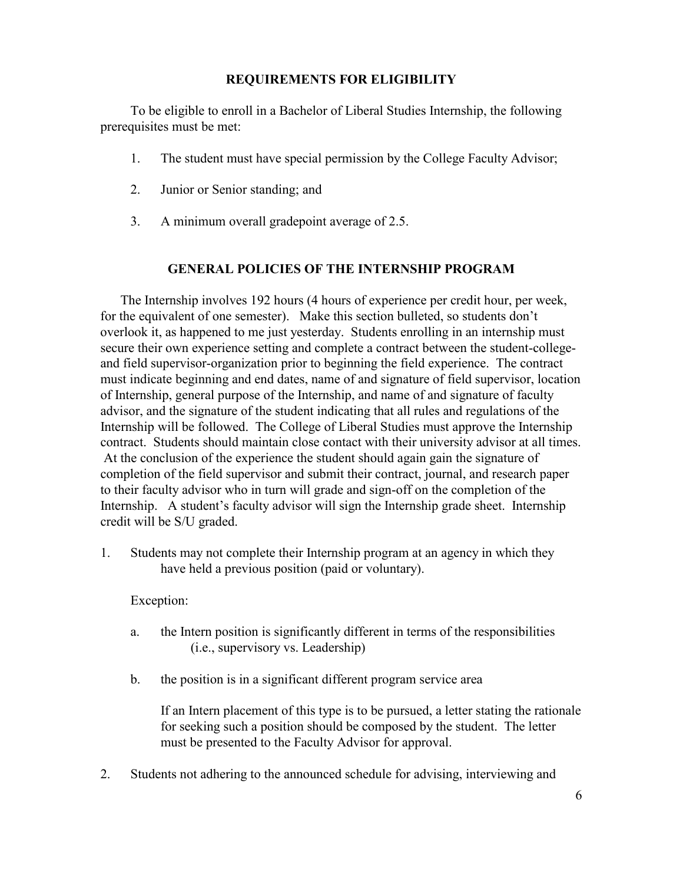## REQUIREMENTS FOR ELIGIBILITY

To be eligible to enroll in a Bachelor of Liberal Studies Internship, the following prerequisites must be met:

1. The student must have special permission by the College Faculty Advisor;
2. Junior or Senior standing; and
3. A minimum overall gradepoint average of 2.5.

## GENERAL POLICIES OF THE INTERNSHIP PROGRAM

The Internship involves 192 hours (4 hours of experience per credit hour, per week, for the equivalent of one semester). Make this section bulleted, so students don't overlook it, as happened to me just yesterday. Students enrolling in an internship must secure their own experience setting and complete a contract between the student-college-and field supervisor-organization prior to beginning the field experience. The contract must indicate beginning and end dates, name of and signature of field supervisor, location of Internship, general purpose of the Internship, and name of and signature of faculty advisor, and the signature of the student indicating that all rules and regulations of the Internship will be followed. The College of Liberal Studies must approve the Internship contract. Students should maintain close contact with their university advisor at all times. At the conclusion of the experience the student should again gain the signature of completion of the field supervisor and submit their contract, journal, and research paper to their faculty advisor who in turn will grade and sign-off on the completion of the Internship. A student's faculty advisor will sign the Internship grade sheet. Internship credit will be S/U graded.

1. Students may not complete their Internship program at an agency in which they have held a previous position (paid or voluntary).

   Exception:

   a. the Intern position is significantly different in terms of the responsibilities (i.e., supervisory vs. Leadership)

   b. the position is in a significant different program service area

   If an Intern placement of this type is to be pursued, a letter stating the rationale for seeking such a position should be composed by the student. The letter must be presented to the Faculty Advisor for approval.

2. Students not adhering to the announced schedule for advising, interviewing and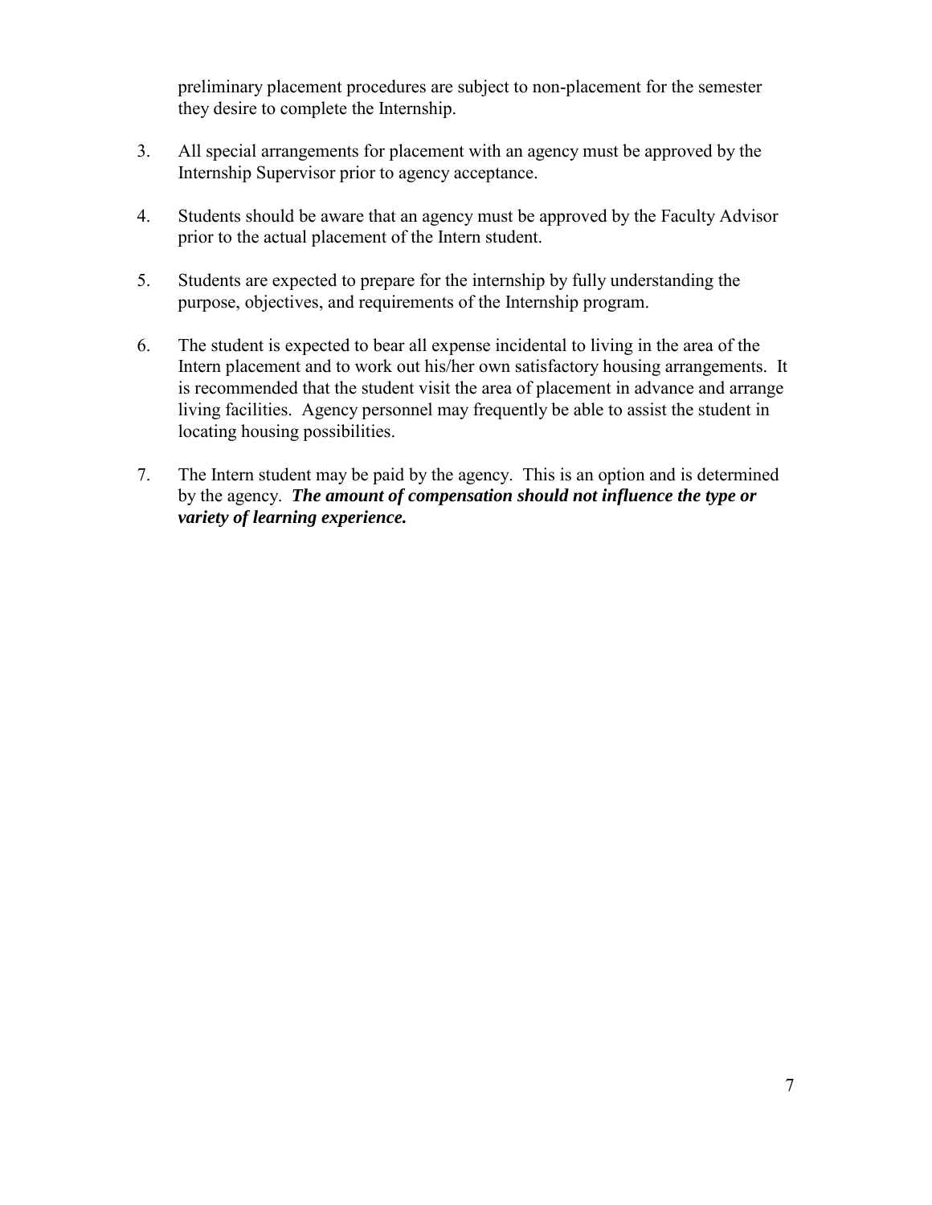preliminary placement procedures are subject to non-placement for the semester they desire to complete the Internship.

3. All special arrangements for placement with an agency must be approved by the Internship Supervisor prior to agency acceptance.

4. Students should be aware that an agency must be approved by the Faculty Advisor prior to the actual placement of the Intern student.

5. Students are expected to prepare for the internship by fully understanding the purpose, objectives, and requirements of the Internship program.

6. The student is expected to bear all expense incidental to living in the area of the Intern placement and to work out his/her own satisfactory housing arrangements. It is recommended that the student visit the area of placement in advance and arrange living facilities. Agency personnel may frequently be able to assist the student in locating housing possibilities.

7. The Intern student may be paid by the agency. This is an option and is determined by the agency. ***The amount of compensation should not influence the type or variety of learning experience.***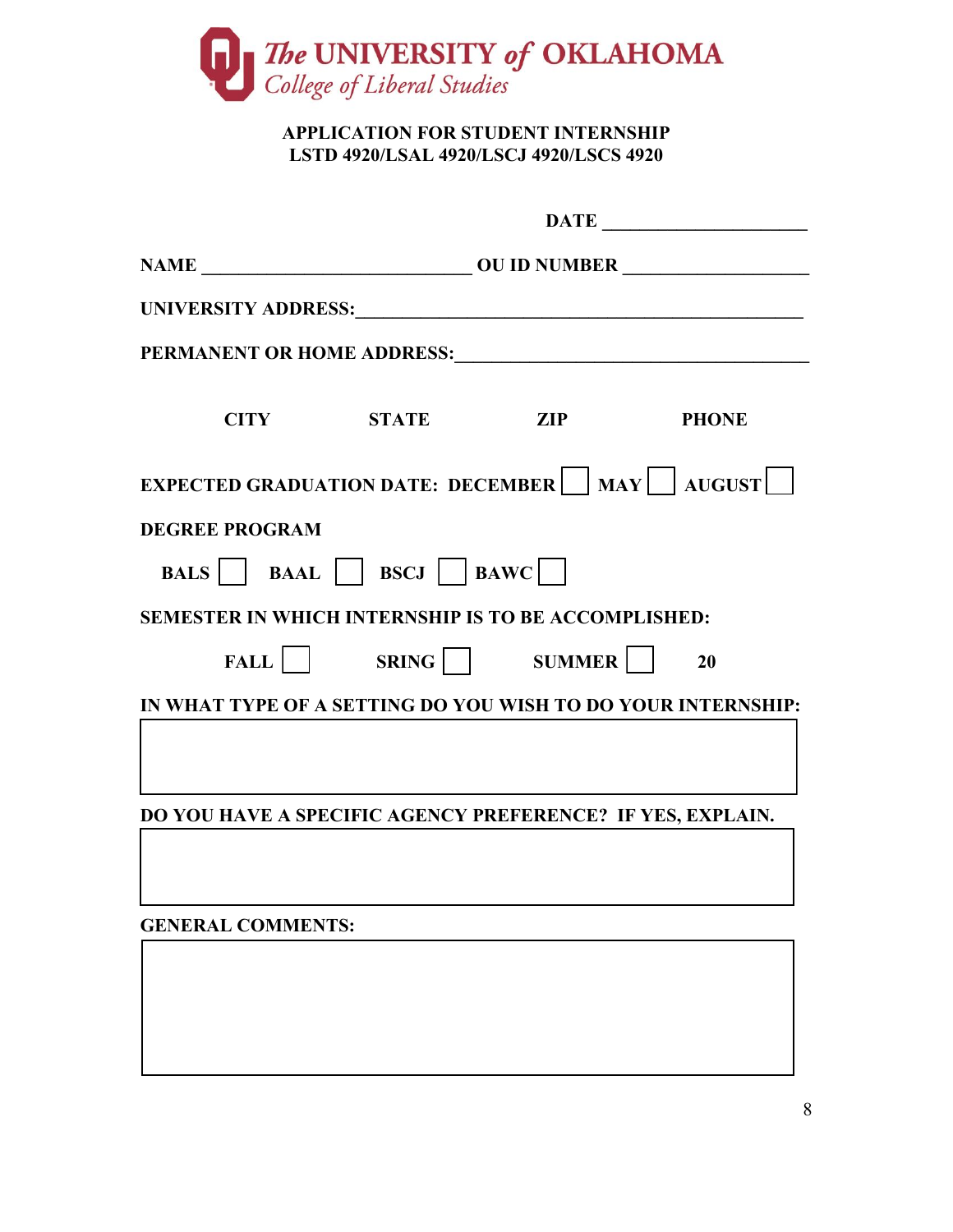**The UNIVERSITY of OKLAHOMA**
*College of Liberal Studies*

## APPLICATION FOR STUDENT INTERNSHIP
## LSTD 4920/LSAL 4920/LSCJ 4920/LSCS 4920

**DATE** ______________________

**NAME** _____________________________ **OU ID NUMBER** ____________________

**UNIVERSITY ADDRESS:**__________________________________________________

**PERMANENT OR HOME ADDRESS:**_______________________________________

**CITY** **STATE** **ZIP** **PHONE**

**EXPECTED GRADUATION DATE: DECEMBER** ☐ **MAY** ☐ **AUGUST** ☐

**DEGREE PROGRAM**

**BALS** ☐ **BAAL** ☐ **BSCJ** ☐ **BAWC** ☐

**SEMESTER IN WHICH INTERNSHIP IS TO BE ACCOMPLISHED:**

**FALL** ☐ **SRING** ☐ **SUMMER** ☐ **20**

**IN WHAT TYPE OF A SETTING DO YOU WISH TO DO YOUR INTERNSHIP:**

**DO YOU HAVE A SPECIFIC AGENCY PREFERENCE? IF YES, EXPLAIN.**

**GENERAL COMMENTS:**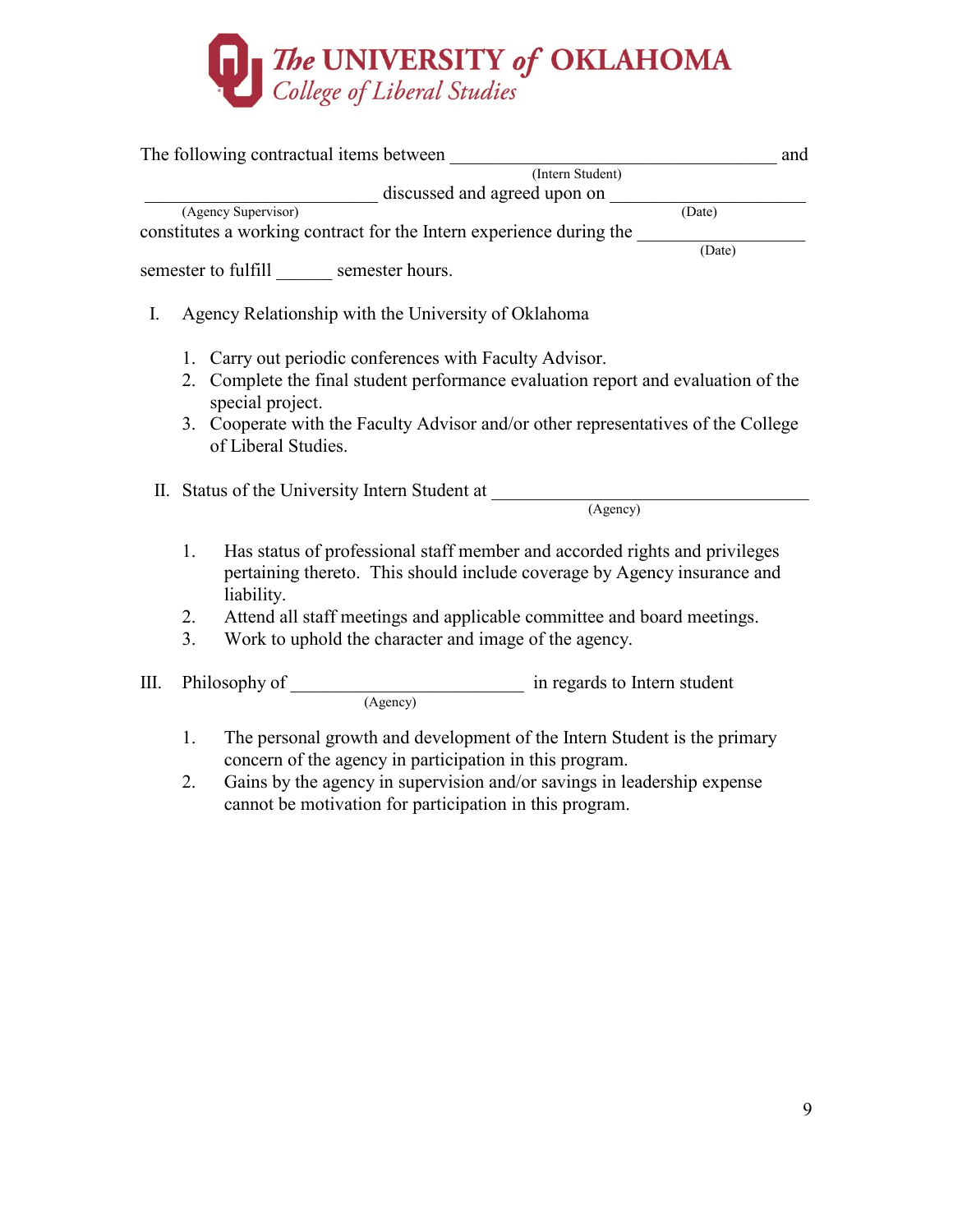**The UNIVERSITY of OKLAHOMA**
*College of Liberal Studies*

The following contractual items between ___________________________________ and
(Intern Student)
_________________________ discussed and agreed upon on _____________________
(Agency Supervisor) (Date)
constitutes a working contract for the Intern experience during the __________________
(Date)
semester to fulfill ______ semester hours.

I. Agency Relationship with the University of Oklahoma

1. Carry out periodic conferences with Faculty Advisor.
2. Complete the final student performance evaluation report and evaluation of the special project.
3. Cooperate with the Faculty Advisor and/or other representatives of the College of Liberal Studies.

II. Status of the University Intern Student at ___________________________________
(Agency)

1. Has status of professional staff member and accorded rights and privileges pertaining thereto. This should include coverage by Agency insurance and liability.
2. Attend all staff meetings and applicable committee and board meetings.
3. Work to uphold the character and image of the agency.

III. Philosophy of _________________________ in regards to Intern student
(Agency)

1. The personal growth and development of the Intern Student is the primary concern of the agency in participation in this program.
2. Gains by the agency in supervision and/or savings in leadership expense cannot be motivation for participation in this program.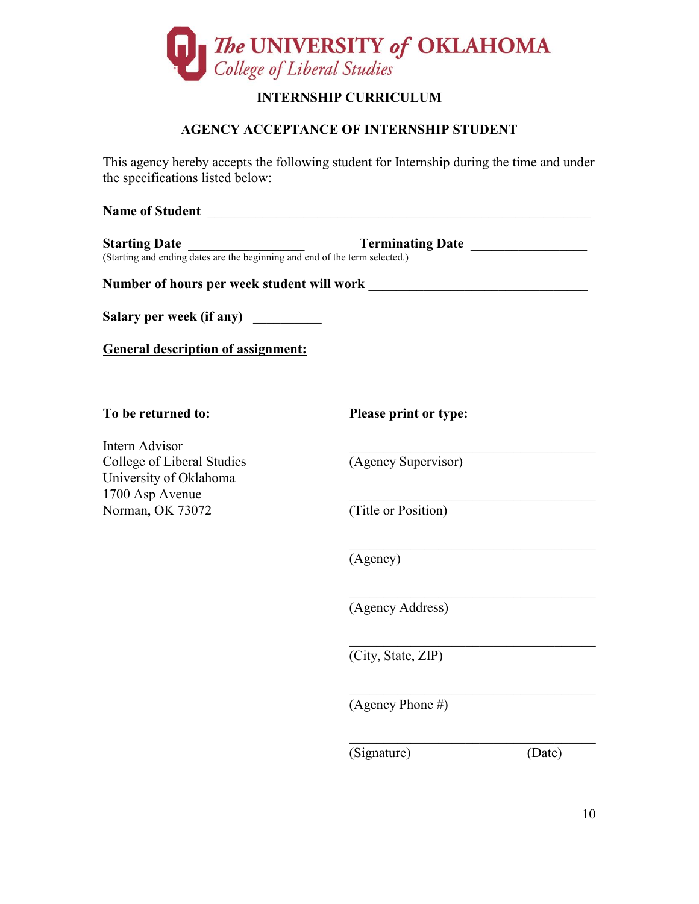**The UNIVERSITY of OKLAHOMA**
*College of Liberal Studies*

## INTERNSHIP CURRICULUM

## AGENCY ACCEPTANCE OF INTERNSHIP STUDENT

This agency hereby accepts the following student for Internship during the time and under the specifications listed below:

**Name of Student** ____________________________________________________________

**Starting Date** __________________ **Terminating Date** __________________
(Starting and ending dates are the beginning and end of the term selected.)

**Number of hours per week student will work** _________________________________

**Salary per week (if any)** __________

**General description of assignment:**

**To be returned to:**

Intern Advisor
College of Liberal Studies
University of Oklahoma
1700 Asp Avenue
Norman, OK 73072

**Please print or type:**

_______________________________________
(Agency Supervisor)

_______________________________________
(Title or Position)

_______________________________________
(Agency)

_______________________________________
(Agency Address)

_______________________________________
(City, State, ZIP)

_______________________________________
(Agency Phone #)

_______________________________________
(Signature) (Date)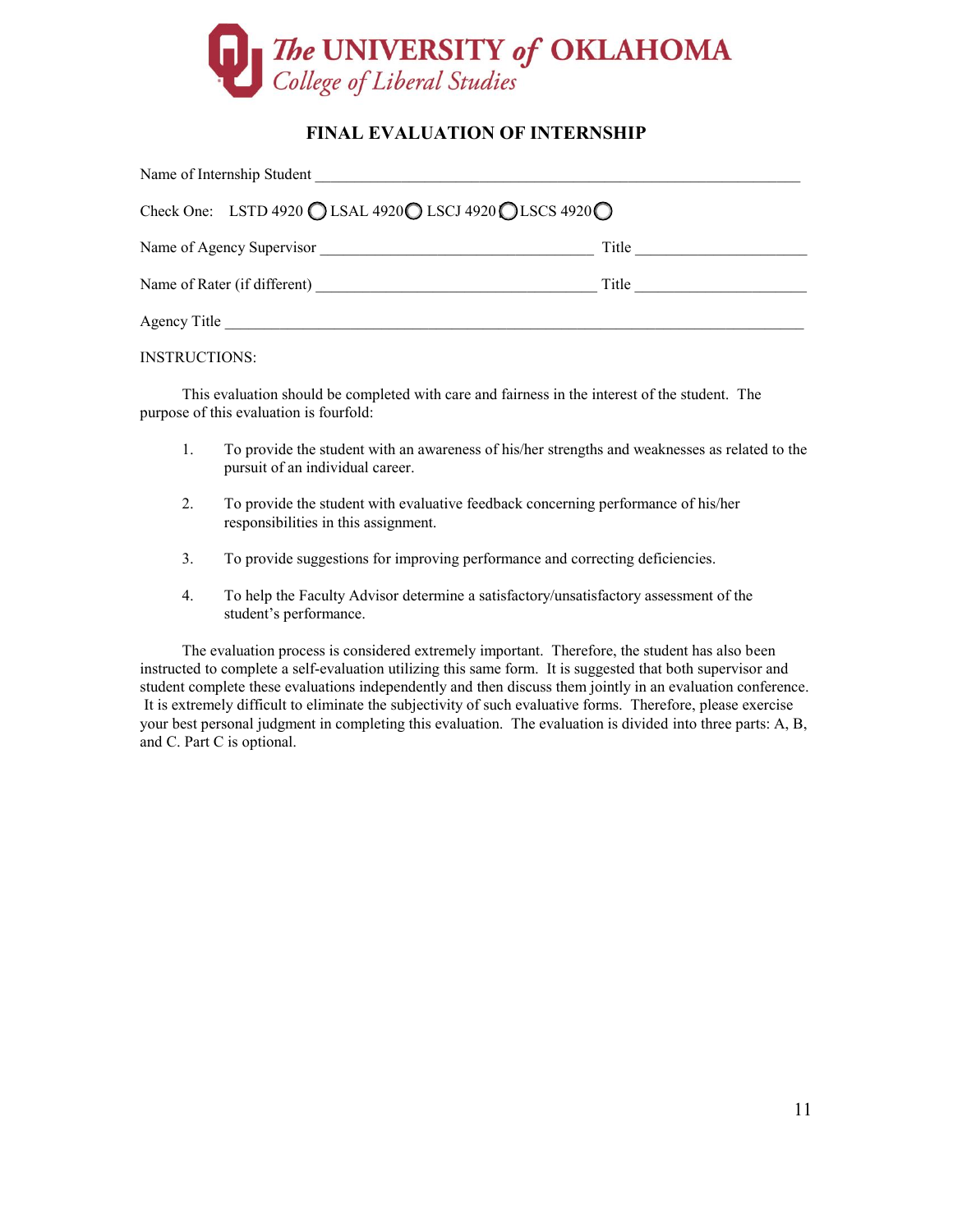The UNIVERSITY of OKLAHOMA
College of Liberal Studies

# FINAL EVALUATION OF INTERNSHIP

Name of Internship Student ____________________________________________________________

Check One: LSTD 4920 ◯ LSAL 4920 ◯ LSCJ 4920 ◯ LSCS 4920 ◯

Name of Agency Supervisor ________________________________ Title ____________________

Name of Rater (if different) ________________________________ Title ____________________

Agency Title ___________________________________________________________________________

INSTRUCTIONS:

This evaluation should be completed with care and fairness in the interest of the student. The purpose of this evaluation is fourfold:

1. To provide the student with an awareness of his/her strengths and weaknesses as related to the pursuit of an individual career.

2. To provide the student with evaluative feedback concerning performance of his/her responsibilities in this assignment.

3. To provide suggestions for improving performance and correcting deficiencies.

4. To help the Faculty Advisor determine a satisfactory/unsatisfactory assessment of the student's performance.

The evaluation process is considered extremely important. Therefore, the student has also been instructed to complete a self-evaluation utilizing this same form. It is suggested that both supervisor and student complete these evaluations independently and then discuss them jointly in an evaluation conference. It is extremely difficult to eliminate the subjectivity of such evaluative forms. Therefore, please exercise your best personal judgment in completing this evaluation. The evaluation is divided into three parts: A, B, and C. Part C is optional.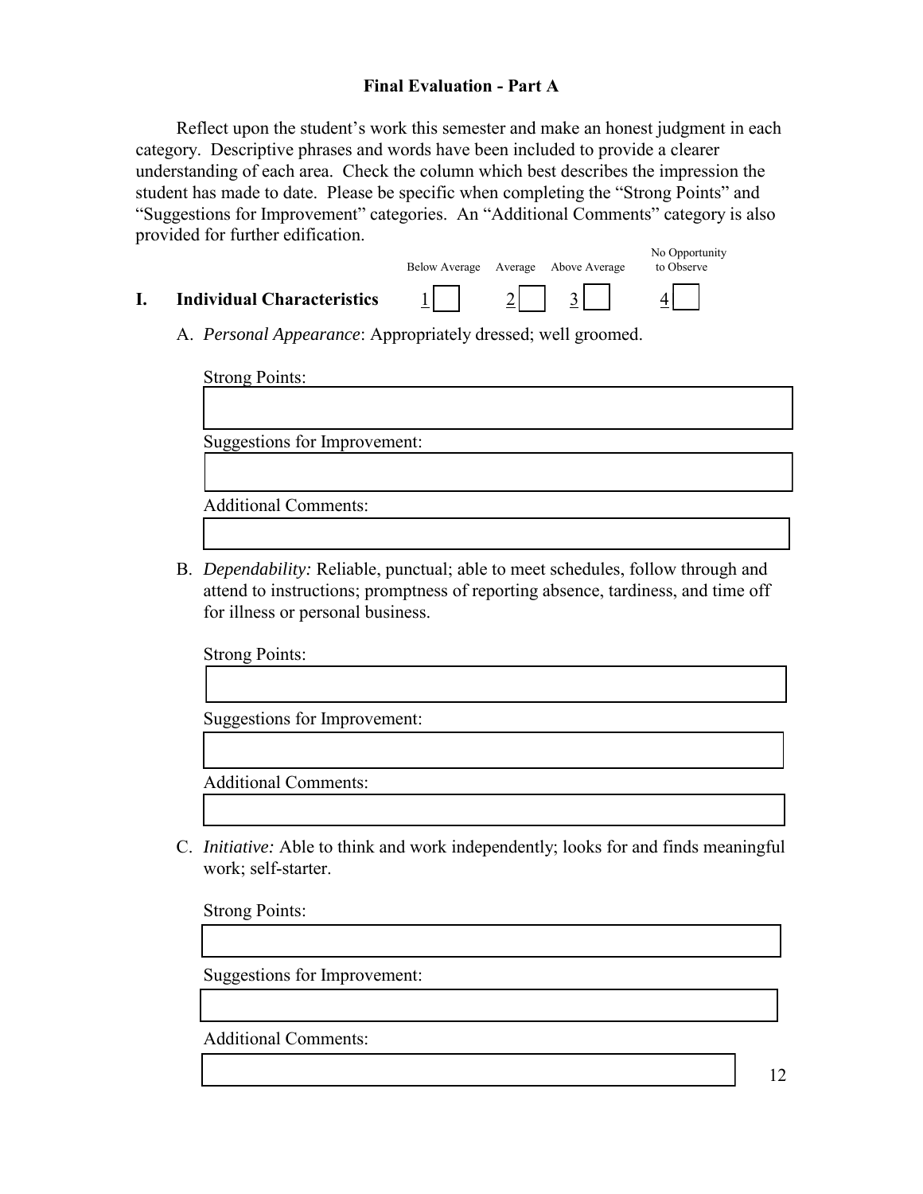## Final Evaluation - Part A

Reflect upon the student's work this semester and make an honest judgment in each category. Descriptive phrases and words have been included to provide a clearer understanding of each area. Check the column which best describes the impression the student has made to date. Please be specific when completing the "Strong Points" and "Suggestions for Improvement" categories. An "Additional Comments" category is also provided for further edification.

| | Below Average | Average | Above Average | No Opportunity to Observe |
|---|---|---|---|---|
| **I. Individual Characteristics** | 1 ☐ | 2 ☐ | 3 ☐ | 4 ☐ |

A. *Personal Appearance*: Appropriately dressed; well groomed.

Strong Points:

Suggestions for Improvement:

Additional Comments:

B. *Dependability:* Reliable, punctual; able to meet schedules, follow through and attend to instructions; promptness of reporting absence, tardiness, and time off for illness or personal business.

Strong Points:

Suggestions for Improvement:

Additional Comments:

C. *Initiative:* Able to think and work independently; looks for and finds meaningful work; self-starter.

Strong Points:

Suggestions for Improvement:

Additional Comments: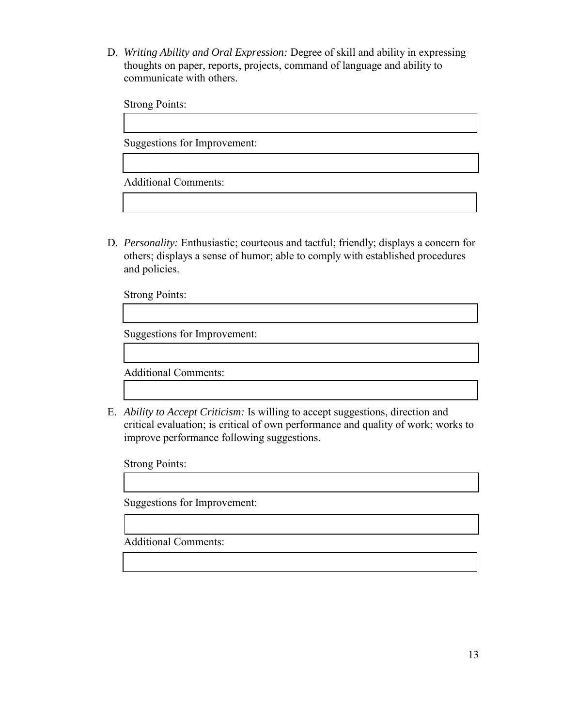D. *Writing Ability and Oral Expression:* Degree of skill and ability in expressing thoughts on paper, reports, projects, command of language and ability to communicate with others.

Strong Points:

Suggestions for Improvement:

Additional Comments:

D. *Personality:* Enthusiastic; courteous and tactful; friendly; displays a concern for others; displays a sense of humor; able to comply with established procedures and policies.

Strong Points:

Suggestions for Improvement:

Additional Comments:

E. *Ability to Accept Criticism:* Is willing to accept suggestions, direction and critical evaluation; is critical of own performance and quality of work; works to improve performance following suggestions.

Strong Points:

Suggestions for Improvement:

Additional Comments: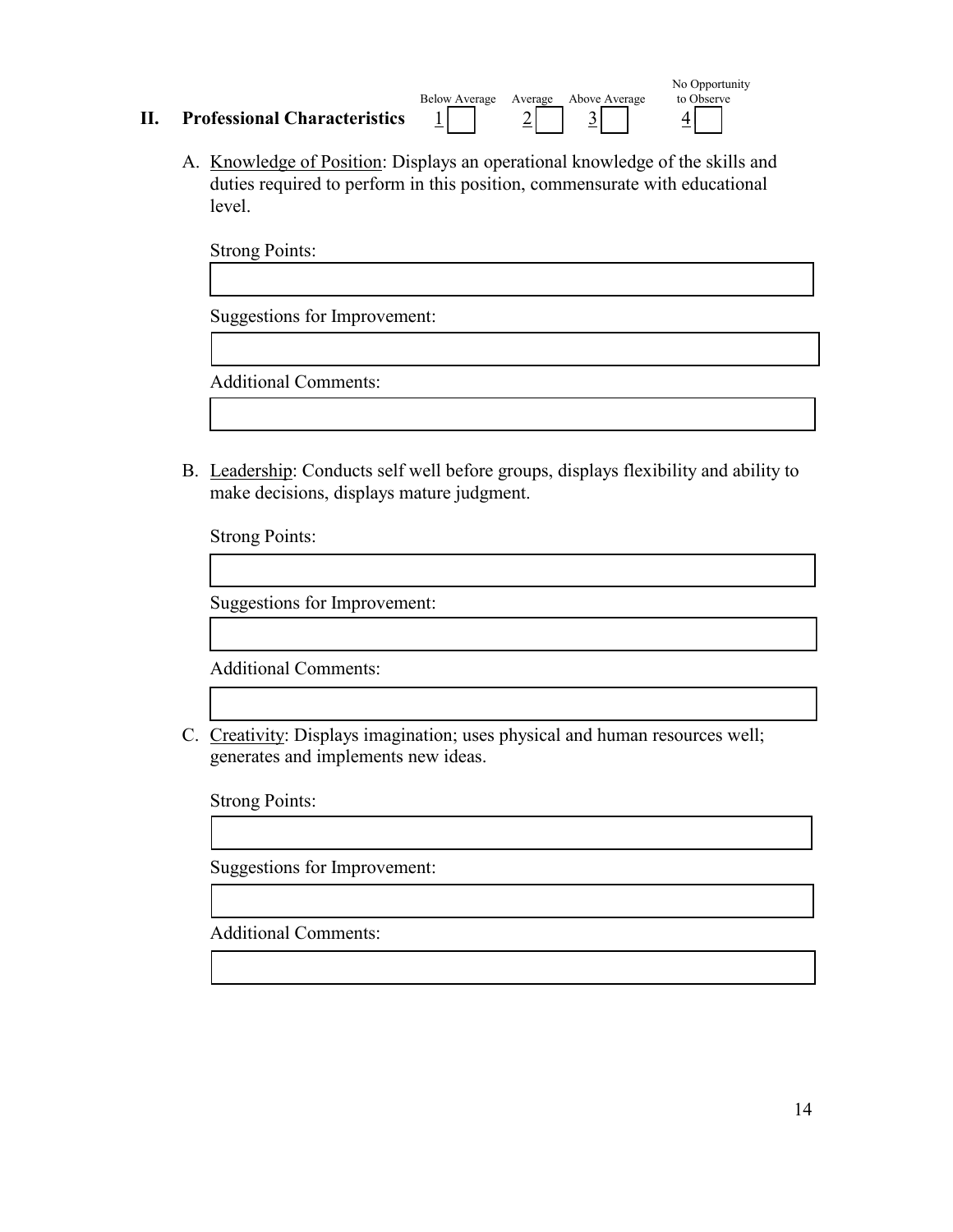## II. Professional Characteristics

| Below Average | Average | Above Average | No Opportunity to Observe |
|---|---|---|---|
| 1 ☐ | 2 ☐ | 3 ☐ | 4 ☐ |

A. Knowledge of Position: Displays an operational knowledge of the skills and duties required to perform in this position, commensurate with educational level.

Strong Points:

Suggestions for Improvement:

Additional Comments:

B. Leadership: Conducts self well before groups, displays flexibility and ability to make decisions, displays mature judgment.

Strong Points:

Suggestions for Improvement:

Additional Comments:

C. Creativity: Displays imagination; uses physical and human resources well; generates and implements new ideas.

Strong Points:

Suggestions for Improvement:

Additional Comments: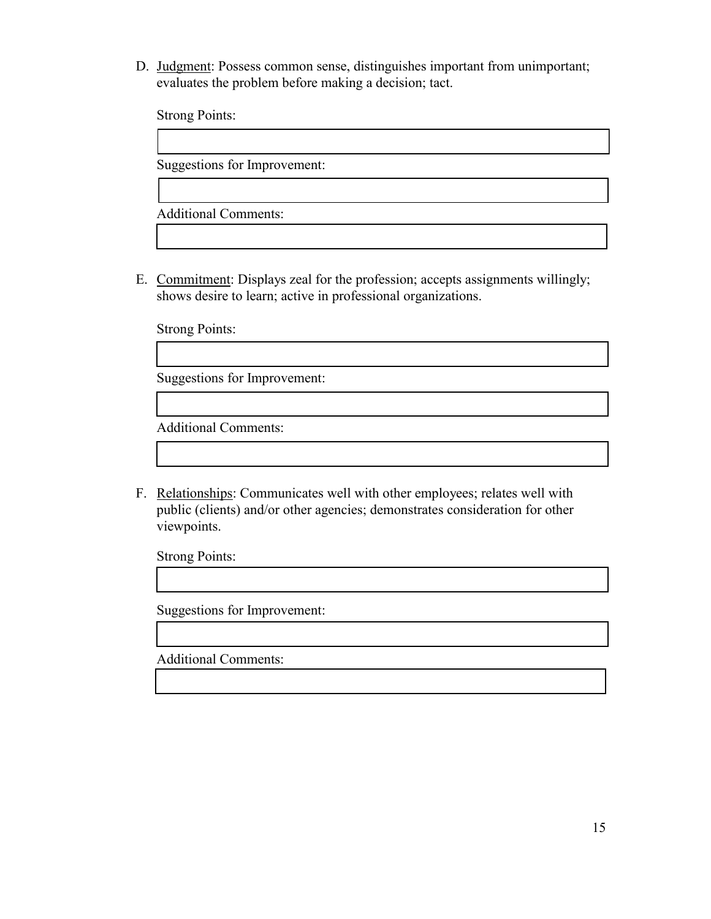D. <u>Judgment</u>: Possess common sense, distinguishes important from unimportant; evaluates the problem before making a decision; tact.

Strong Points:

Suggestions for Improvement:

Additional Comments:

E. <u>Commitment</u>: Displays zeal for the profession; accepts assignments willingly; shows desire to learn; active in professional organizations.

Strong Points:

Suggestions for Improvement:

Additional Comments:

F. <u>Relationships</u>: Communicates well with other employees; relates well with public (clients) and/or other agencies; demonstrates consideration for other viewpoints.

Strong Points:

Suggestions for Improvement:

Additional Comments: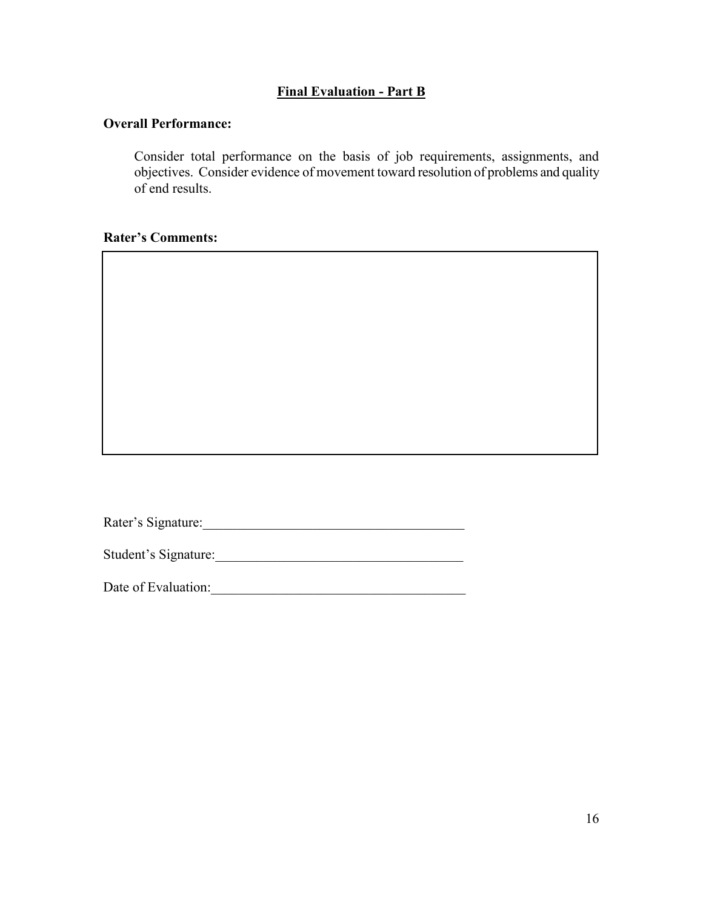**Final Evaluation - Part B**

**Overall Performance:**

Consider total performance on the basis of job requirements, assignments, and objectives. Consider evidence of movement toward resolution of problems and quality of end results.

**Rater's Comments:**

| |
|---|
| |

Rater's Signature:_____________________________________

Student's Signature:___________________________________

Date of Evaluation:____________________________________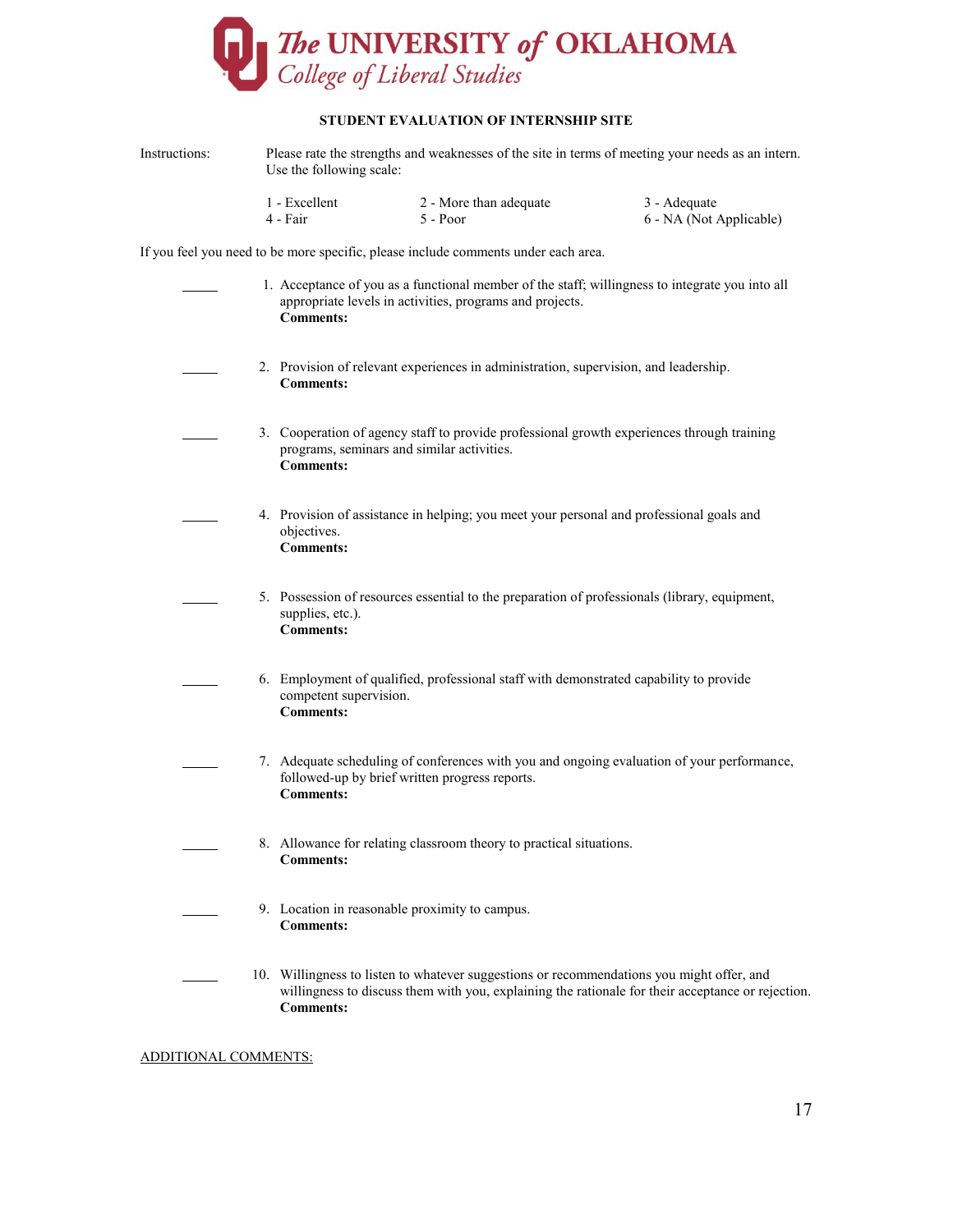# The UNIVERSITY of OKLAHOMA
## College of Liberal Studies

**STUDENT EVALUATION OF INTERNSHIP SITE**

Instructions: Please rate the strengths and weaknesses of the site in terms of meeting your needs as an intern. Use the following scale:

| | | |
|---|---|---|
| 1 - Excellent | 2 - More than adequate | 3 - Adequate |
| 4 - Fair | 5 - Poor | 6 - NA (Not Applicable) |

If you feel you need to be more specific, please include comments under each area.

_____ 1. Acceptance of you as a functional member of the staff; willingness to integrate you into all appropriate levels in activities, programs and projects.
**Comments:**

_____ 2. Provision of relevant experiences in administration, supervision, and leadership.
**Comments:**

_____ 3. Cooperation of agency staff to provide professional growth experiences through training programs, seminars and similar activities.
**Comments:**

_____ 4. Provision of assistance in helping; you meet your personal and professional goals and objectives.
**Comments:**

_____ 5. Possession of resources essential to the preparation of professionals (library, equipment, supplies, etc.).
**Comments:**

_____ 6. Employment of qualified, professional staff with demonstrated capability to provide competent supervision.
**Comments:**

_____ 7. Adequate scheduling of conferences with you and ongoing evaluation of your performance, followed-up by brief written progress reports.
**Comments:**

_____ 8. Allowance for relating classroom theory to practical situations.
**Comments:**

_____ 9. Location in reasonable proximity to campus.
**Comments:**

_____ 10. Willingness to listen to whatever suggestions or recommendations you might offer, and willingness to discuss them with you, explaining the rationale for their acceptance or rejection.
**Comments:**

ADDITIONAL COMMENTS: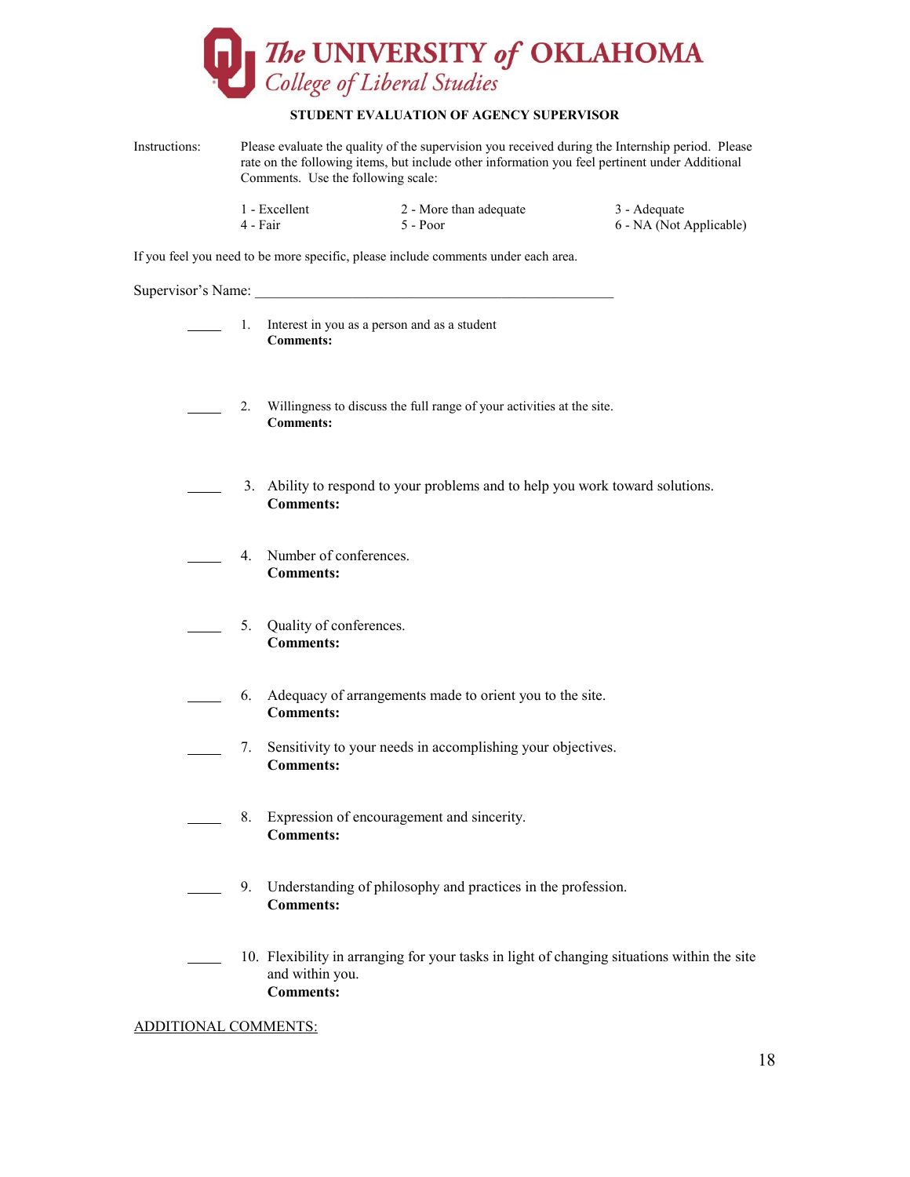# *The* UNIVERSITY *of* OKLAHOMA

*College of Liberal Studies*

## STUDENT EVALUATION OF AGENCY SUPERVISOR

Instructions: Please evaluate the quality of the supervision you received during the Internship period. Please rate on the following items, but include other information you feel pertinent under Additional Comments. Use the following scale:

| | | |
|---|---|---|
| 1 - Excellent | 2 - More than adequate | 3 - Adequate |
| 4 - Fair | 5 - Poor | 6 - NA (Not Applicable) |

If you feel you need to be more specific, please include comments under each area.

Supervisor's Name: ___________________________________________________

_____ 1. Interest in you as a person and as a student
**Comments:**

_____ 2. Willingness to discuss the full range of your activities at the site.
**Comments:**

_____ 3. Ability to respond to your problems and to help you work toward solutions.
**Comments:**

_____ 4. Number of conferences.
**Comments:**

_____ 5. Quality of conferences.
**Comments:**

_____ 6. Adequacy of arrangements made to orient you to the site.
**Comments:**

_____ 7. Sensitivity to your needs in accomplishing your objectives.
**Comments:**

_____ 8. Expression of encouragement and sincerity.
**Comments:**

_____ 9. Understanding of philosophy and practices in the profession.
**Comments:**

_____ 10. Flexibility in arranging for your tasks in light of changing situations within the site and within you.
**Comments:**

ADDITIONAL COMMENTS: